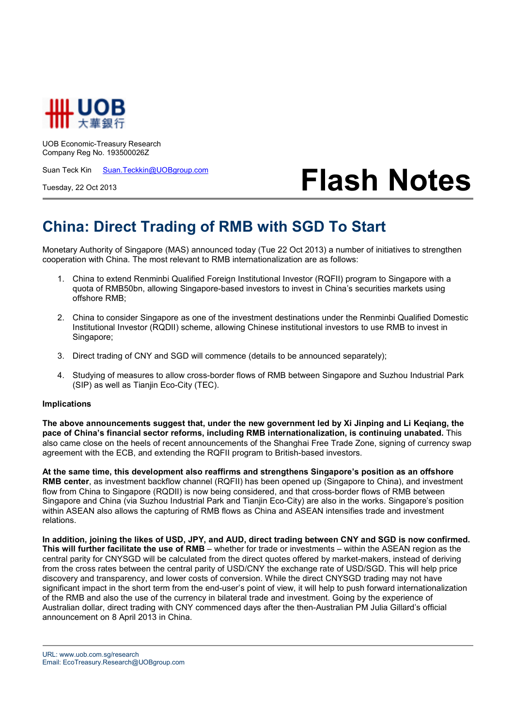UOB 大華銀行

UOB Economic-Treasury Research
Company Reg No. 193500026Z

Suan Teck Kin Suan.Teckkin@UOBgroup.com

Tuesday, 22 Oct 2013

# Flash Notes

## China: Direct Trading of RMB with SGD To Start

Monetary Authority of Singapore (MAS) announced today (Tue 22 Oct 2013) a number of initiatives to strengthen cooperation with China. The most relevant to RMB internationalization are as follows:

1. China to extend Renminbi Qualified Foreign Institutional Investor (RQFII) program to Singapore with a quota of RMB50bn, allowing Singapore-based investors to invest in China's securities markets using offshore RMB;

2. China to consider Singapore as one of the investment destinations under the Renminbi Qualified Domestic Institutional Investor (RQDII) scheme, allowing Chinese institutional investors to use RMB to invest in Singapore;

3. Direct trading of CNY and SGD will commence (details to be announced separately);

4. Studying of measures to allow cross-border flows of RMB between Singapore and Suzhou Industrial Park (SIP) as well as Tianjin Eco-City (TEC).

**Implications**

**The above announcements suggest that, under the new government led by Xi Jinping and Li Keqiang, the pace of China's financial sector reforms, including RMB internationalization, is continuing unabated.** This also came close on the heels of recent announcements of the Shanghai Free Trade Zone, signing of currency swap agreement with the ECB, and extending the RQFII program to British-based investors.

**At the same time, this development also reaffirms and strengthens Singapore's position as an offshore RMB center**, as investment backflow channel (RQFII) has been opened up (Singapore to China), and investment flow from China to Singapore (RQDII) is now being considered, and that cross-border flows of RMB between Singapore and China (via Suzhou Industrial Park and Tianjin Eco-City) are also in the works. Singapore's position within ASEAN also allows the capturing of RMB flows as China and ASEAN intensifies trade and investment relations.

**In addition, joining the likes of USD, JPY, and AUD, direct trading between CNY and SGD is now confirmed. This will further facilitate the use of RMB** – whether for trade or investments – within the ASEAN region as the central parity for CNYSGD will be calculated from the direct quotes offered by market-makers, instead of deriving from the cross rates between the central parity of USD/CNY the exchange rate of USD/SGD. This will help price discovery and transparency, and lower costs of conversion. While the direct CNYSGD trading may not have significant impact in the short term from the end-user's point of view, it will help to push forward internationalization of the RMB and also the use of the currency in bilateral trade and investment. Going by the experience of Australian dollar, direct trading with CNY commenced days after the then-Australian PM Julia Gillard's official announcement on 8 April 2013 in China.

URL: www.uob.com.sg/research
Email: EcoTreasury.Research@UOBgroup.com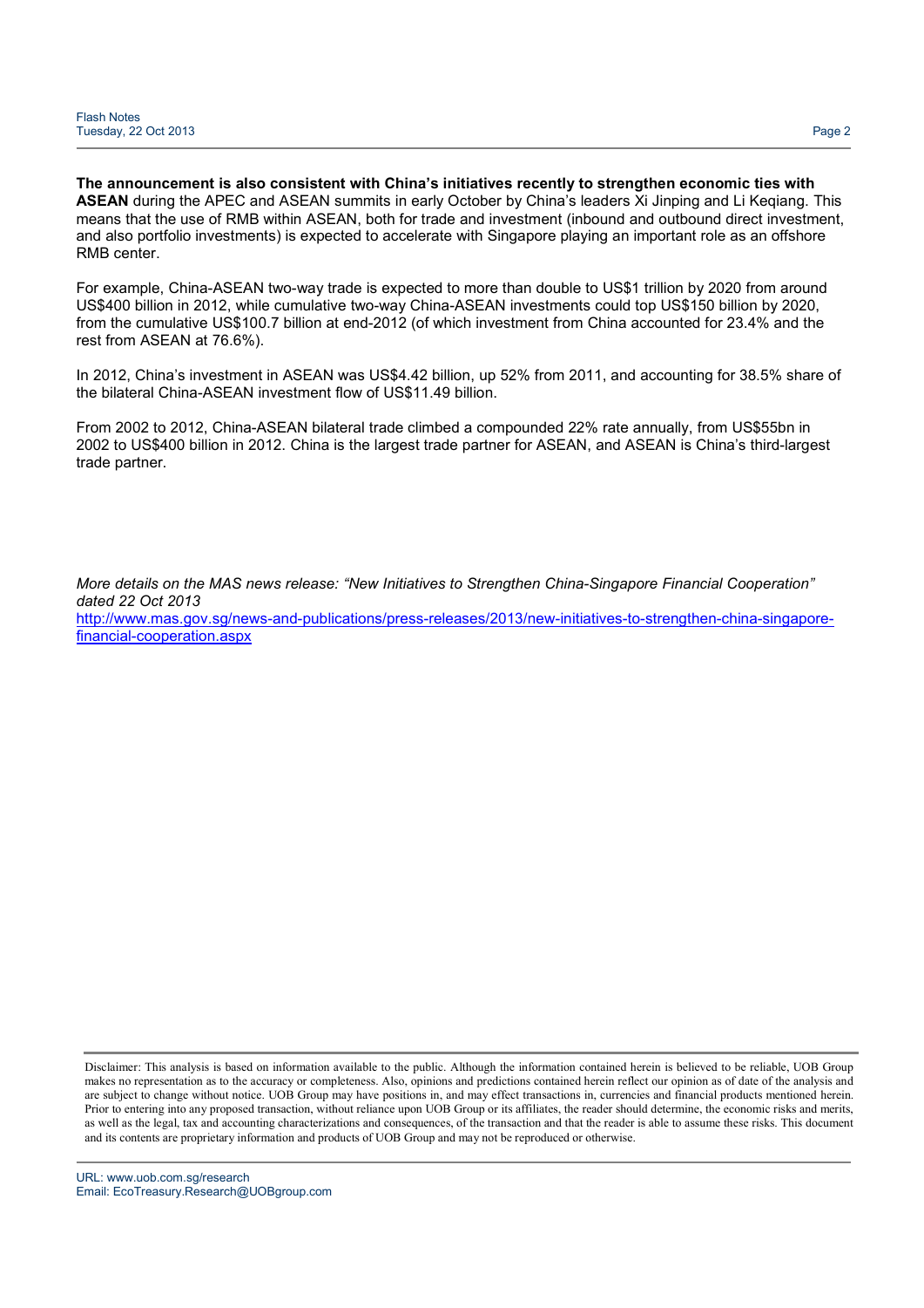**The announcement is also consistent with China's initiatives recently to strengthen economic ties with ASEAN** during the APEC and ASEAN summits in early October by China's leaders Xi Jinping and Li Keqiang. This means that the use of RMB within ASEAN, both for trade and investment (inbound and outbound direct investment, and also portfolio investments) is expected to accelerate with Singapore playing an important role as an offshore RMB center.

For example, China-ASEAN two-way trade is expected to more than double to US$1 trillion by 2020 from around US$400 billion in 2012, while cumulative two-way China-ASEAN investments could top US$150 billion by 2020, from the cumulative US$100.7 billion at end-2012 (of which investment from China accounted for 23.4% and the rest from ASEAN at 76.6%).

In 2012, China's investment in ASEAN was US$4.42 billion, up 52% from 2011, and accounting for 38.5% share of the bilateral China-ASEAN investment flow of US$11.49 billion.

From 2002 to 2012, China-ASEAN bilateral trade climbed a compounded 22% rate annually, from US$55bn in 2002 to US$400 billion in 2012. China is the largest trade partner for ASEAN, and ASEAN is China's third-largest trade partner.

*More details on the MAS news release: "New Initiatives to Strengthen China-Singapore Financial Cooperation" dated 22 Oct 2013*
[http://www.mas.gov.sg/news-and-publications/press-releases/2013/new-initiatives-to-strengthen-china-singapore-financial-cooperation.aspx](http://www.mas.gov.sg/news-and-publications/press-releases/2013/new-initiatives-to-strengthen-china-singapore-financial-cooperation.aspx)

---

Disclaimer: This analysis is based on information available to the public. Although the information contained herein is believed to be reliable, UOB Group makes no representation as to the accuracy or completeness. Also, opinions and predictions contained herein reflect our opinion as of date of the analysis and are subject to change without notice. UOB Group may have positions in, and may effect transactions in, currencies and financial products mentioned herein. Prior to entering into any proposed transaction, without reliance upon UOB Group or its affiliates, the reader should determine, the economic risks and merits, as well as the legal, tax and accounting characterizations and consequences, of the transaction and that the reader is able to assume these risks. This document and its contents are proprietary information and products of UOB Group and may not be reproduced or otherwise.

URL: www.uob.com.sg/research
Email: EcoTreasury.Research@UOBgroup.com